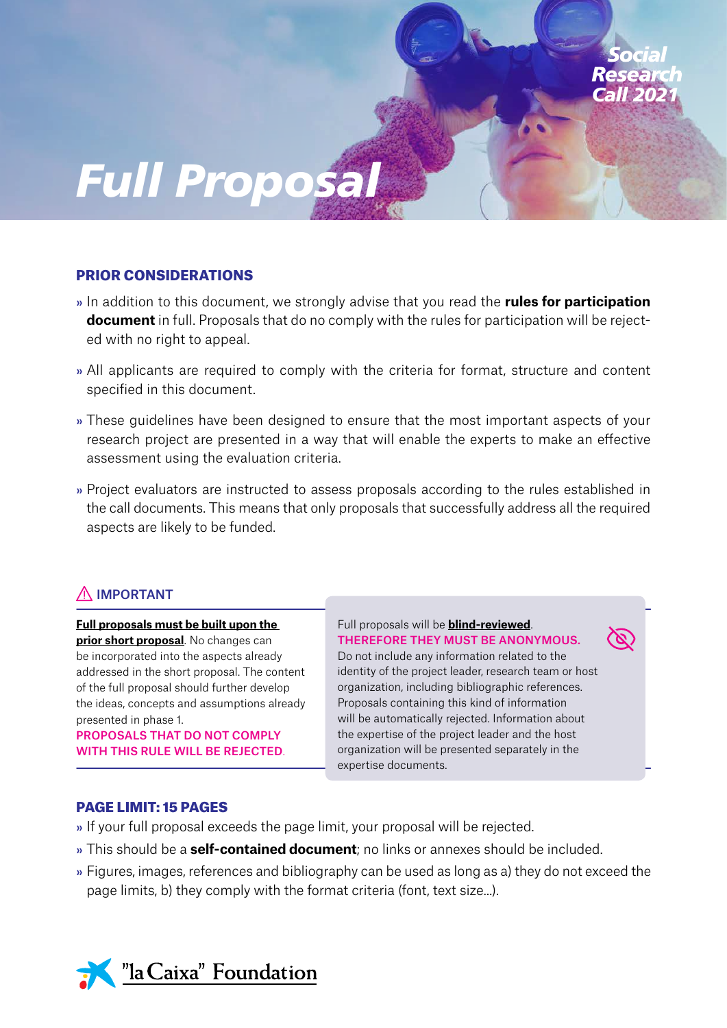*Social Research Call 2021*

# *Full Proposal*

## PRIOR CONSIDERATIONS

» In addition to this document, we strongly advise that you read the **rules for participation document** in full. Proposals that do no comply with the rules for participation will be rejected with no right to appeal.

» All applicants are required to comply with the criteria for format, structure and content specified in this document.

» These guidelines have been designed to ensure that the most important aspects of your research project are presented in a way that will enable the experts to make an effective assessment using the evaluation criteria.

» Project evaluators are instructed to assess proposals according to the rules established in the call documents. This means that only proposals that successfully address all the required aspects are likely to be funded.

## ⚠ IMPORTANT

**Full proposals must be built upon the prior short proposal**. No changes can be incorporated into the aspects already addressed in the short proposal. The content of the full proposal should further develop the ideas, concepts and assumptions already presented in phase 1.
PROPOSALS THAT DO NOT COMPLY WITH THIS RULE WILL BE REJECTED.

Full proposals will be **blind-reviewed**.
THEREFORE THEY MUST BE ANONYMOUS.
Do not include any information related to the identity of the project leader, research team or host organization, including bibliographic references. Proposals containing this kind of information will be automatically rejected. Information about the expertise of the project leader and the host organization will be presented separately in the expertise documents.

## PAGE LIMIT: 15 PAGES

» If your full proposal exceeds the page limit, your proposal will be rejected.

» This should be a **self-contained document**; no links or annexes should be included.

» Figures, images, references and bibliography can be used as long as a) they do not exceed the page limits, b) they comply with the format criteria (font, text size...).

"la Caixa" Foundation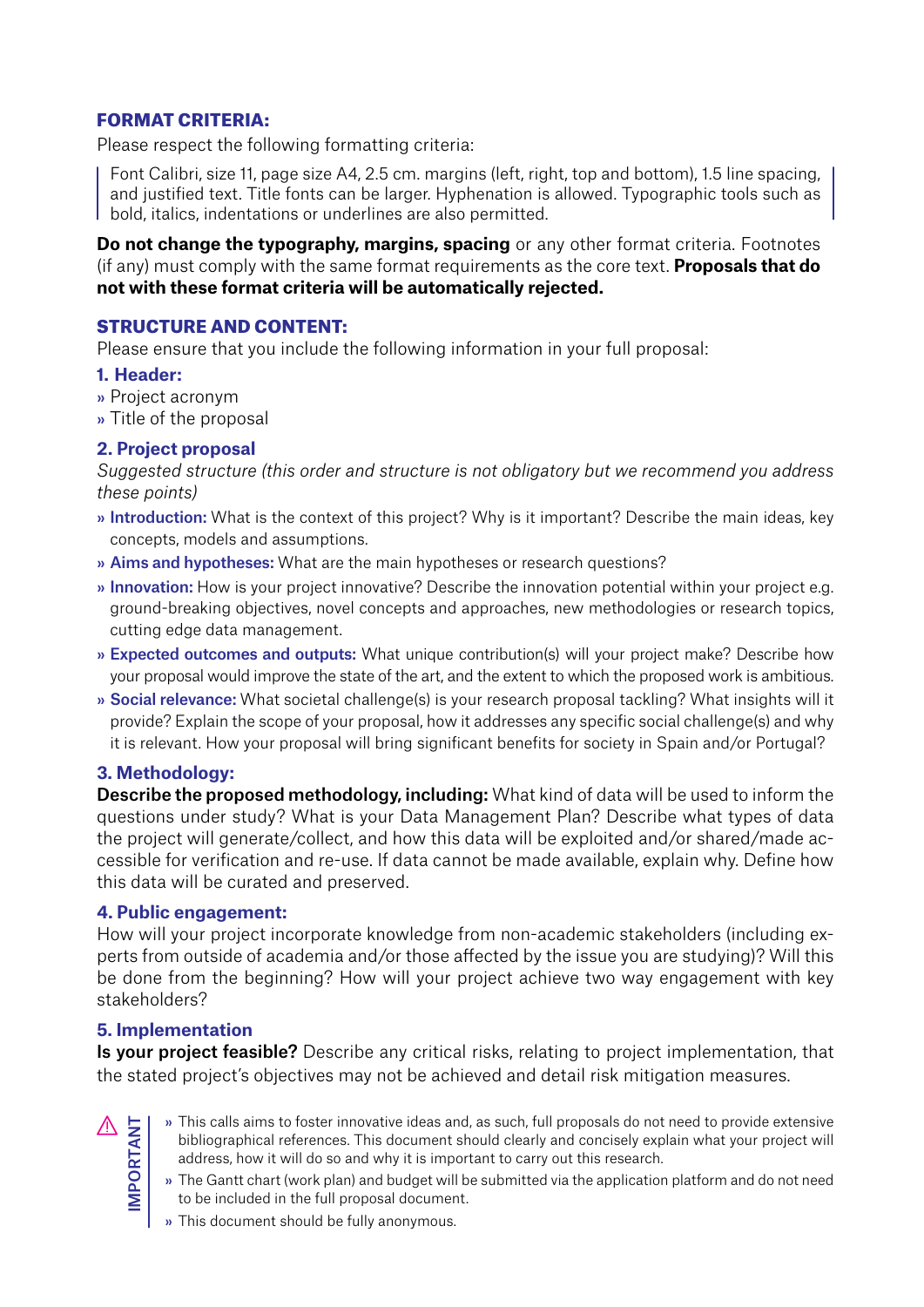## FORMAT CRITERIA:

Please respect the following formatting criteria:

> Font Calibri, size 11, page size A4, 2.5 cm. margins (left, right, top and bottom), 1.5 line spacing, and justified text. Title fonts can be larger. Hyphenation is allowed. Typographic tools such as bold, italics, indentations or underlines are also permitted.

**Do not change the typography, margins, spacing** or any other format criteria. Footnotes (if any) must comply with the same format requirements as the core text. **Proposals that do not with these format criteria will be automatically rejected.**

## STRUCTURE AND CONTENT:

Please ensure that you include the following information in your full proposal:

### 1. Header:

- Project acronym
- Title of the proposal

### 2. Project proposal

*Suggested structure (this order and structure is not obligatory but we recommend you address these points)*

- **Introduction:** What is the context of this project? Why is it important? Describe the main ideas, key concepts, models and assumptions.
- **Aims and hypotheses:** What are the main hypotheses or research questions?
- **Innovation:** How is your project innovative? Describe the innovation potential within your project e.g. ground-breaking objectives, novel concepts and approaches, new methodologies or research topics, cutting edge data management.
- **Expected outcomes and outputs:** What unique contribution(s) will your project make? Describe how your proposal would improve the state of the art, and the extent to which the proposed work is ambitious.
- **Social relevance:** What societal challenge(s) is your research proposal tackling? What insights will it provide? Explain the scope of your proposal, how it addresses any specific social challenge(s) and why it is relevant. How your proposal will bring significant benefits for society in Spain and/or Portugal?

### 3. Methodology:

**Describe the proposed methodology, including:** What kind of data will be used to inform the questions under study? What is your Data Management Plan? Describe what types of data the project will generate/collect, and how this data will be exploited and/or shared/made accessible for verification and re-use. If data cannot be made available, explain why. Define how this data will be curated and preserved.

### 4. Public engagement:

How will your project incorporate knowledge from non-academic stakeholders (including experts from outside of academia and/or those affected by the issue you are studying)? Will this be done from the beginning? How will your project achieve two way engagement with key stakeholders?

### 5. Implementation

**Is your project feasible?** Describe any critical risks, relating to project implementation, that the stated project's objectives may not be achieved and detail risk mitigation measures.

⚠ **IMPORTANT**

- This calls aims to foster innovative ideas and, as such, full proposals do not need to provide extensive bibliographical references. This document should clearly and concisely explain what your project will address, how it will do so and why it is important to carry out this research.
- The Gantt chart (work plan) and budget will be submitted via the application platform and do not need to be included in the full proposal document.
- This document should be fully anonymous.